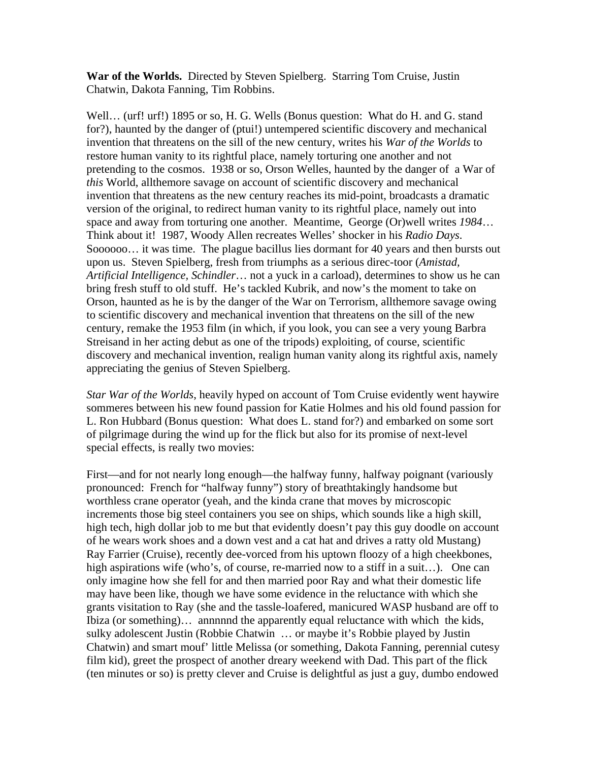**War of the Worlds.** Directed by Steven Spielberg. Starring Tom Cruise, Justin Chatwin, Dakota Fanning, Tim Robbins.

Well… (urf! urf!) 1895 or so, H. G. Wells (Bonus question: What do H. and G. stand for?), haunted by the danger of (ptui!) untempered scientific discovery and mechanical invention that threatens on the sill of the new century, writes his *War of the Worlds* to restore human vanity to its rightful place, namely torturing one another and not pretending to the cosmos. 1938 or so, Orson Welles, haunted by the danger of a War of *this* World, allthemore savage on account of scientific discovery and mechanical invention that threatens as the new century reaches its mid-point, broadcasts a dramatic version of the original, to redirect human vanity to its rightful place, namely out into space and away from torturing one another. Meantime, George (Or)well writes *1984*… Think about it! 1987, Woody Allen recreates Welles' shocker in his *Radio Days*. Soooooo… it was time. The plague bacillus lies dormant for 40 years and then bursts out upon us. Steven Spielberg, fresh from triumphs as a serious direc-toor (*Amistad, Artificial Intelligence, Schindler*… not a yuck in a carload), determines to show us he can bring fresh stuff to old stuff. He's tackled Kubrik, and now's the moment to take on Orson, haunted as he is by the danger of the War on Terrorism, allthemore savage owing to scientific discovery and mechanical invention that threatens on the sill of the new century, remake the 1953 film (in which, if you look, you can see a very young Barbra Streisand in her acting debut as one of the tripods) exploiting, of course, scientific discovery and mechanical invention, realign human vanity along its rightful axis, namely appreciating the genius of Steven Spielberg.

*Star War of the Worlds*, heavily hyped on account of Tom Cruise evidently went haywire sommeres between his new found passion for Katie Holmes and his old found passion for L. Ron Hubbard (Bonus question: What does L. stand for?) and embarked on some sort of pilgrimage during the wind up for the flick but also for its promise of next-level special effects, is really two movies:

First—and for not nearly long enough—the halfway funny, halfway poignant (variously pronounced: French for "halfway funny") story of breathtakingly handsome but worthless crane operator (yeah, and the kinda crane that moves by microscopic increments those big steel containers you see on ships, which sounds like a high skill, high tech, high dollar job to me but that evidently doesn't pay this guy doodle on account of he wears work shoes and a down vest and a cat hat and drives a ratty old Mustang) Ray Farrier (Cruise), recently dee-vorced from his uptown floozy of a high cheekbones, high aspirations wife (who's, of course, re-married now to a stiff in a suit…). One can only imagine how she fell for and then married poor Ray and what their domestic life may have been like, though we have some evidence in the reluctance with which she grants visitation to Ray (she and the tassle-loafered, manicured WASP husband are off to Ibiza (or something)… annnnnd the apparently equal reluctance with which the kids, sulky adolescent Justin (Robbie Chatwin … or maybe it's Robbie played by Justin Chatwin) and smart mouf' little Melissa (or something, Dakota Fanning, perennial cutesy film kid), greet the prospect of another dreary weekend with Dad. This part of the flick (ten minutes or so) is pretty clever and Cruise is delightful as just a guy, dumbo endowed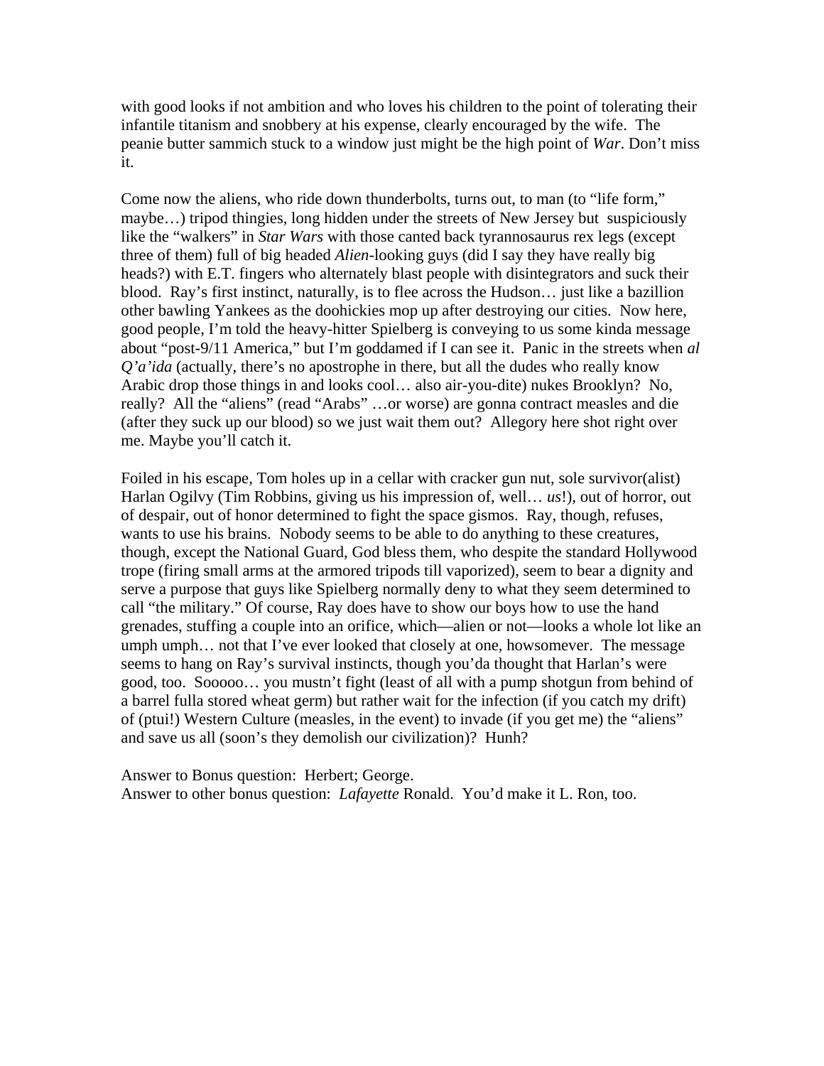with good looks if not ambition and who loves his children to the point of tolerating their infantile titanism and snobbery at his expense, clearly encouraged by the wife. The peanie butter sammich stuck to a window just might be the high point of *War*. Don't miss it.

Come now the aliens, who ride down thunderbolts, turns out, to man (to "life form," maybe…) tripod thingies, long hidden under the streets of New Jersey but suspiciously like the "walkers" in *Star Wars* with those canted back tyrannosaurus rex legs (except three of them) full of big headed *Alien*-looking guys (did I say they have really big heads?) with E.T. fingers who alternately blast people with disintegrators and suck their blood. Ray's first instinct, naturally, is to flee across the Hudson… just like a bazillion other bawling Yankees as the doohickies mop up after destroying our cities. Now here, good people, I'm told the heavy-hitter Spielberg is conveying to us some kinda message about "post-9/11 America," but I'm goddamed if I can see it. Panic in the streets when *al Q'a'ida* (actually, there's no apostrophe in there, but all the dudes who really know Arabic drop those things in and looks cool… also air-you-dite) nukes Brooklyn? No, really? All the "aliens" (read "Arabs" …or worse) are gonna contract measles and die (after they suck up our blood) so we just wait them out? Allegory here shot right over me. Maybe you'll catch it.

Foiled in his escape, Tom holes up in a cellar with cracker gun nut, sole survivor(alist) Harlan Ogilvy (Tim Robbins, giving us his impression of, well… *us*!), out of horror, out of despair, out of honor determined to fight the space gismos. Ray, though, refuses, wants to use his brains. Nobody seems to be able to do anything to these creatures, though, except the National Guard, God bless them, who despite the standard Hollywood trope (firing small arms at the armored tripods till vaporized), seem to bear a dignity and serve a purpose that guys like Spielberg normally deny to what they seem determined to call "the military." Of course, Ray does have to show our boys how to use the hand grenades, stuffing a couple into an orifice, which—alien or not—looks a whole lot like an umph umph… not that I've ever looked that closely at one, howsomever. The message seems to hang on Ray's survival instincts, though you'da thought that Harlan's were good, too. Sooooo… you mustn't fight (least of all with a pump shotgun from behind of a barrel fulla stored wheat germ) but rather wait for the infection (if you catch my drift) of (ptui!) Western Culture (measles, in the event) to invade (if you get me) the "aliens" and save us all (soon's they demolish our civilization)? Hunh?

Answer to Bonus question: Herbert; George.
Answer to other bonus question: *Lafayette* Ronald. You'd make it L. Ron, too.